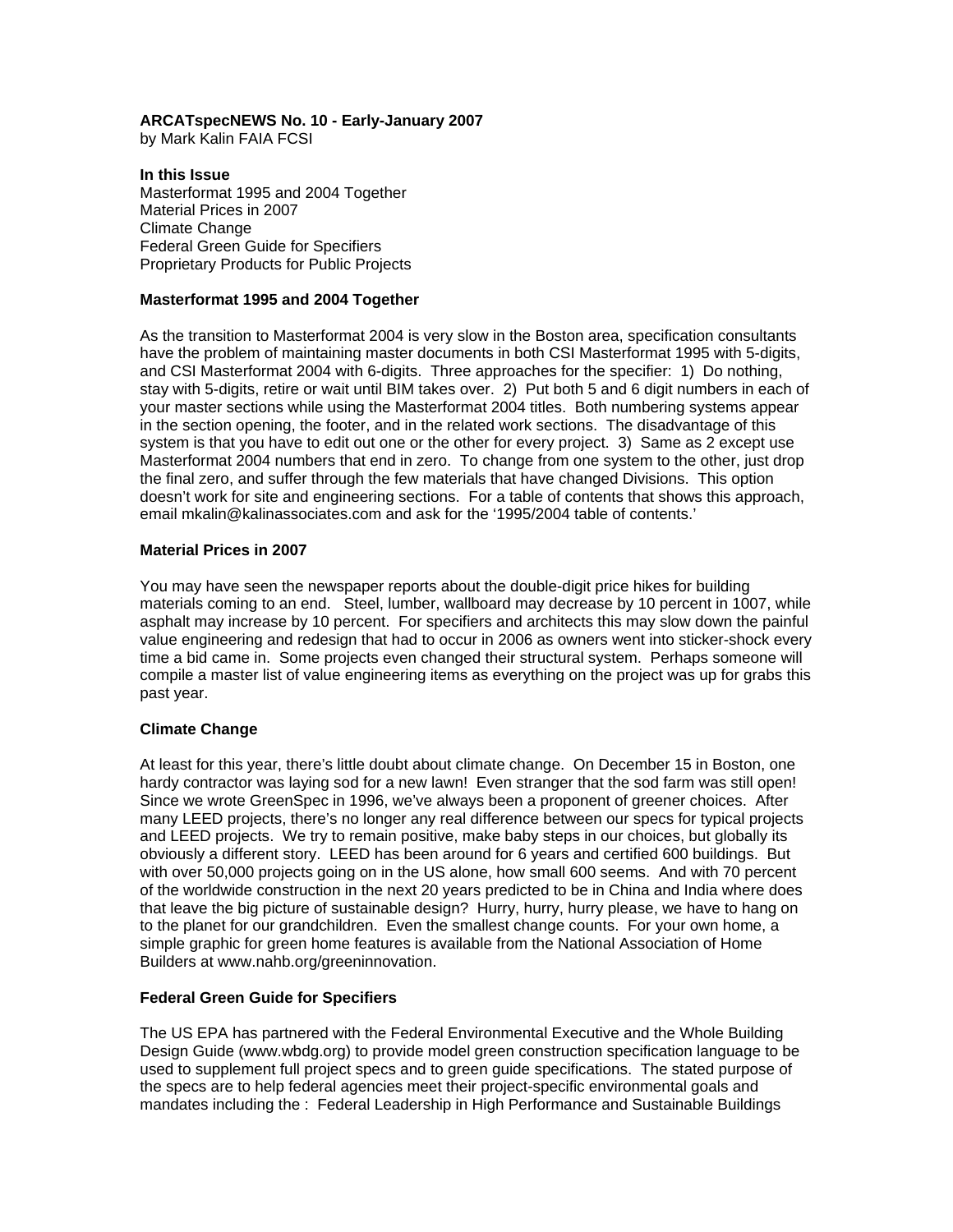**ARCATspecNEWS No. 10 - Early-January 2007**
by Mark Kalin FAIA FCSI

**In this Issue**
Masterformat 1995 and 2004 Together
Material Prices in 2007
Climate Change
Federal Green Guide for Specifiers
Proprietary Products for Public Projects

**Masterformat 1995 and 2004 Together**

As the transition to Masterformat 2004 is very slow in the Boston area, specification consultants have the problem of maintaining master documents in both CSI Masterformat 1995 with 5-digits, and CSI Masterformat 2004 with 6-digits. Three approaches for the specifier: 1) Do nothing, stay with 5-digits, retire or wait until BIM takes over. 2) Put both 5 and 6 digit numbers in each of your master sections while using the Masterformat 2004 titles. Both numbering systems appear in the section opening, the footer, and in the related work sections. The disadvantage of this system is that you have to edit out one or the other for every project. 3) Same as 2 except use Masterformat 2004 numbers that end in zero. To change from one system to the other, just drop the final zero, and suffer through the few materials that have changed Divisions. This option doesn't work for site and engineering sections. For a table of contents that shows this approach, email mkalin@kalinassociates.com and ask for the '1995/2004 table of contents.'

**Material Prices in 2007**

You may have seen the newspaper reports about the double-digit price hikes for building materials coming to an end. Steel, lumber, wallboard may decrease by 10 percent in 1007, while asphalt may increase by 10 percent. For specifiers and architects this may slow down the painful value engineering and redesign that had to occur in 2006 as owners went into sticker-shock every time a bid came in. Some projects even changed their structural system. Perhaps someone will compile a master list of value engineering items as everything on the project was up for grabs this past year.

**Climate Change**

At least for this year, there's little doubt about climate change. On December 15 in Boston, one hardy contractor was laying sod for a new lawn! Even stranger that the sod farm was still open! Since we wrote GreenSpec in 1996, we've always been a proponent of greener choices. After many LEED projects, there's no longer any real difference between our specs for typical projects and LEED projects. We try to remain positive, make baby steps in our choices, but globally its obviously a different story. LEED has been around for 6 years and certified 600 buildings. But with over 50,000 projects going on in the US alone, how small 600 seems. And with 70 percent of the worldwide construction in the next 20 years predicted to be in China and India where does that leave the big picture of sustainable design? Hurry, hurry, hurry please, we have to hang on to the planet for our grandchildren. Even the smallest change counts. For your own home, a simple graphic for green home features is available from the National Association of Home Builders at www.nahb.org/greeninnovation.

**Federal Green Guide for Specifiers**

The US EPA has partnered with the Federal Environmental Executive and the Whole Building Design Guide (www.wbdg.org) to provide model green construction specification language to be used to supplement full project specs and to green guide specifications. The stated purpose of the specs are to help federal agencies meet their project-specific environmental goals and mandates including the : Federal Leadership in High Performance and Sustainable Buildings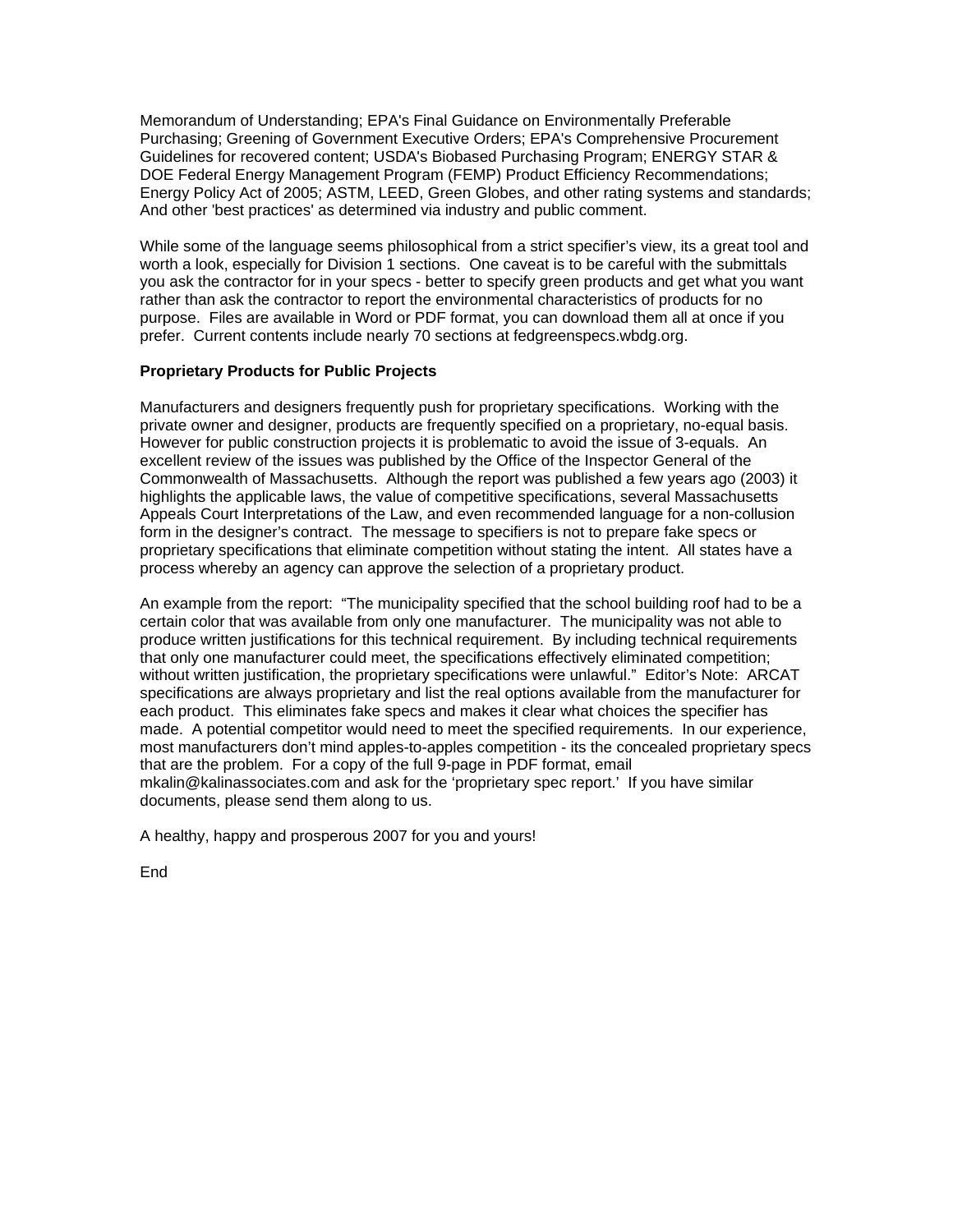Memorandum of Understanding; EPA's Final Guidance on Environmentally Preferable Purchasing; Greening of Government Executive Orders; EPA's Comprehensive Procurement Guidelines for recovered content; USDA's Biobased Purchasing Program; ENERGY STAR & DOE Federal Energy Management Program (FEMP) Product Efficiency Recommendations; Energy Policy Act of 2005; ASTM, LEED, Green Globes, and other rating systems and standards; And other 'best practices' as determined via industry and public comment.

While some of the language seems philosophical from a strict specifier's view, its a great tool and worth a look, especially for Division 1 sections. One caveat is to be careful with the submittals you ask the contractor for in your specs - better to specify green products and get what you want rather than ask the contractor to report the environmental characteristics of products for no purpose. Files are available in Word or PDF format, you can download them all at once if you prefer. Current contents include nearly 70 sections at fedgreenspecs.wbdg.org.

**Proprietary Products for Public Projects**

Manufacturers and designers frequently push for proprietary specifications. Working with the private owner and designer, products are frequently specified on a proprietary, no-equal basis. However for public construction projects it is problematic to avoid the issue of 3-equals. An excellent review of the issues was published by the Office of the Inspector General of the Commonwealth of Massachusetts. Although the report was published a few years ago (2003) it highlights the applicable laws, the value of competitive specifications, several Massachusetts Appeals Court Interpretations of the Law, and even recommended language for a non-collusion form in the designer's contract. The message to specifiers is not to prepare fake specs or proprietary specifications that eliminate competition without stating the intent. All states have a process whereby an agency can approve the selection of a proprietary product.

An example from the report: "The municipality specified that the school building roof had to be a certain color that was available from only one manufacturer. The municipality was not able to produce written justifications for this technical requirement. By including technical requirements that only one manufacturer could meet, the specifications effectively eliminated competition; without written justification, the proprietary specifications were unlawful." Editor's Note: ARCAT specifications are always proprietary and list the real options available from the manufacturer for each product. This eliminates fake specs and makes it clear what choices the specifier has made. A potential competitor would need to meet the specified requirements. In our experience, most manufacturers don't mind apples-to-apples competition - its the concealed proprietary specs that are the problem. For a copy of the full 9-page in PDF format, email mkalin@kalinassociates.com and ask for the 'proprietary spec report.' If you have similar documents, please send them along to us.

A healthy, happy and prosperous 2007 for you and yours!

End